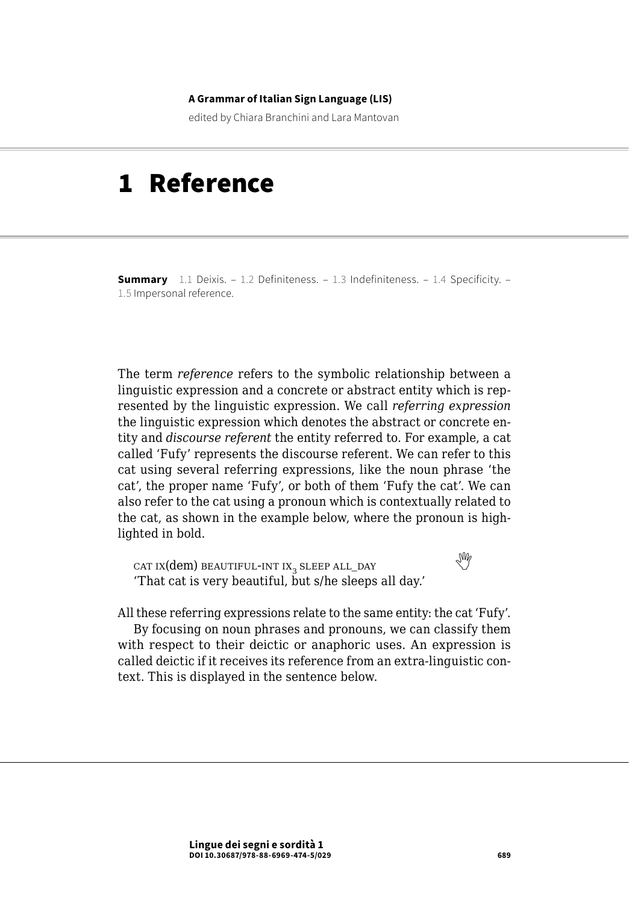**A Grammar of Italian Sign Language (LIS)**

edited by Chiara Branchini and Lara Mantovan

# 1 Reference

**Summary** 1.1 Deixis. – 1.2 Definiteness. – 1.3 Indefiniteness. – 1.4 Specificity. – 1.5 Impersonal reference.

The term *reference* refers to the symbolic relationship between a linguistic expression and a concrete or abstract entity which is represented by the linguistic expression. We call *referring expression* the linguistic expression which denotes the abstract or concrete entity and *discourse referent* the entity referred to. For example, a cat called 'Fufy' represents the discourse referent. We can refer to this cat using several referring expressions, like the noun phrase 'the cat', the proper name 'Fufy', or both of them 'Fufy the cat'. We can also refer to the cat using a pronoun which is contextually related to the cat, as shown in the example below, where the pronoun is highlighted in bold.

CAT IX(dem) BEAUTIFUL-INT $IX_3$ SLEEP ALL_DAY
'That cat is very beautiful, but s/he sleeps all day.'

All these referring expressions relate to the same entity: the cat 'Fufy'.

By focusing on noun phrases and pronouns, we can classify them with respect to their deictic or anaphoric uses. An expression is called deictic if it receives its reference from an extra-linguistic context. This is displayed in the sentence below.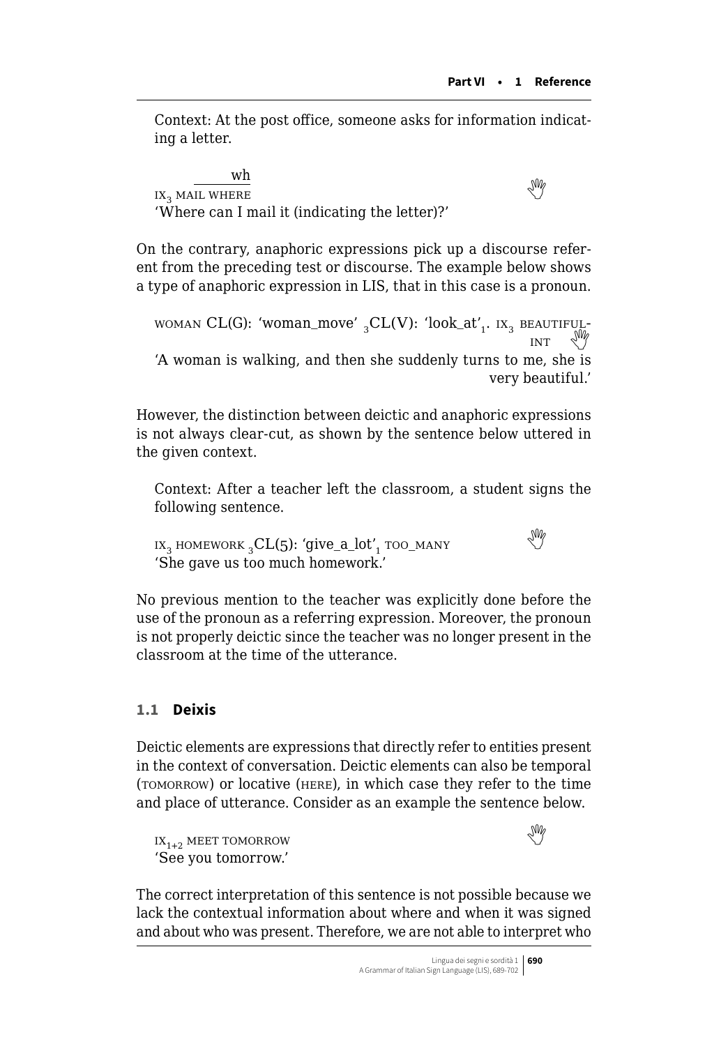Context: At the post office, someone asks for information indicating a letter.

$\overline{\text{wh}}$

IX$_3$ MAIL WHERE

'Where can I mail it (indicating the letter)?'

On the contrary, anaphoric expressions pick up a discourse referent from the preceding test or discourse. The example below shows a type of anaphoric expression in LIS, that in this case is a pronoun.

WOMAN CL(G): 'woman_move' $_3$CL(V): 'look_at'$_1$. IX$_3$ BEAUTIFUL-INT

'A woman is walking, and then she suddenly turns to me, she is very beautiful.'

However, the distinction between deictic and anaphoric expressions is not always clear-cut, as shown by the sentence below uttered in the given context.

Context: After a teacher left the classroom, a student signs the following sentence.

IX$_3$ HOMEWORK $_3$CL(5): 'give_a_lot'$_1$ TOO_MANY

'She gave us too much homework.'

No previous mention to the teacher was explicitly done before the use of the pronoun as a referring expression. Moreover, the pronoun is not properly deictic since the teacher was no longer present in the classroom at the time of the utterance.

### 1.1 Deixis

Deictic elements are expressions that directly refer to entities present in the context of conversation. Deictic elements can also be temporal (TOMORROW) or locative (HERE), in which case they refer to the time and place of utterance. Consider as an example the sentence below.

IX$_{1+2}$ MEET TOMORROW

'See you tomorrow.'

The correct interpretation of this sentence is not possible because we lack the contextual information about where and when it was signed and about who was present. Therefore, we are not able to interpret who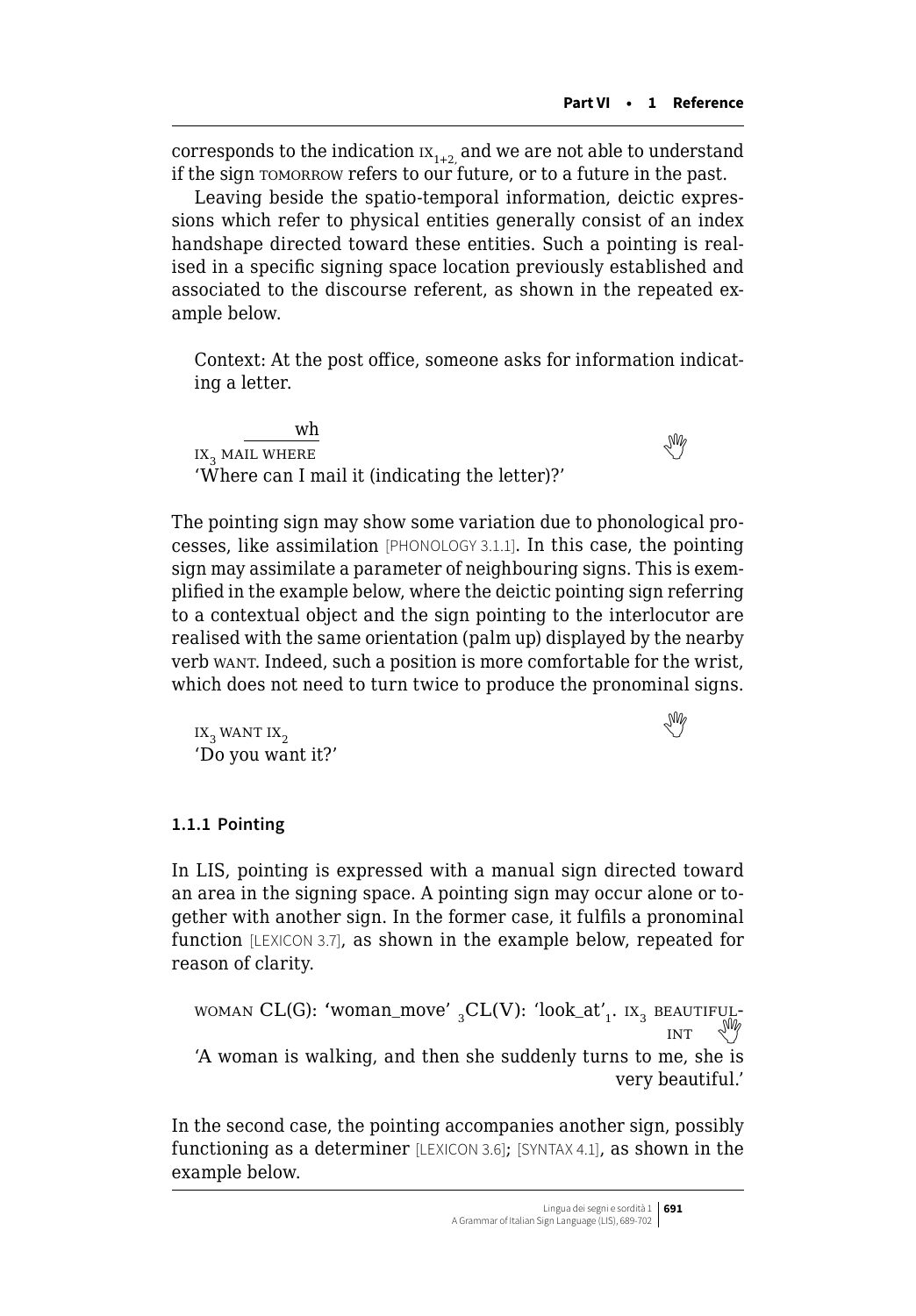corresponds to the indication $\text{IX}_{1+2,}$ and we are not able to understand if the sign TOMORROW refers to our future, or to a future in the past.

Leaving beside the spatio-temporal information, deictic expressions which refer to physical entities generally consist of an index handshape directed toward these entities. Such a pointing is realised in a specific signing space location previously established and associated to the discourse referent, as shown in the repeated example below.

Context: At the post office, someone asks for information indicating a letter.

$\text{IX}_3$ MAIL $\overline{\text{WHERE}}^{\text{wh}}$

'Where can I mail it (indicating the letter)?'

The pointing sign may show some variation due to phonological processes, like assimilation [PHONOLOGY 3.1.1]. In this case, the pointing sign may assimilate a parameter of neighbouring signs. This is exemplified in the example below, where the deictic pointing sign referring to a contextual object and the sign pointing to the interlocutor are realised with the same orientation (palm up) displayed by the nearby verb WANT. Indeed, such a position is more comfortable for the wrist, which does not need to turn twice to produce the pronominal signs.

$\text{IX}_3$ WANT $\text{IX}_2$

'Do you want it?'

### 1.1.1 Pointing

In LIS, pointing is expressed with a manual sign directed toward an area in the signing space. A pointing sign may occur alone or together with another sign. In the former case, it fulfils a pronominal function [LEXICON 3.7], as shown in the example below, repeated for reason of clarity.

WOMAN CL(G): 'woman_move' $_3$CL(V): 'look_at'$_1$. $\text{IX}_3$ BEAUTIFUL-INT

'A woman is walking, and then she suddenly turns to me, she is very beautiful.'

In the second case, the pointing accompanies another sign, possibly functioning as a determiner [LEXICON 3.6]; [SYNTAX 4.1], as shown in the example below.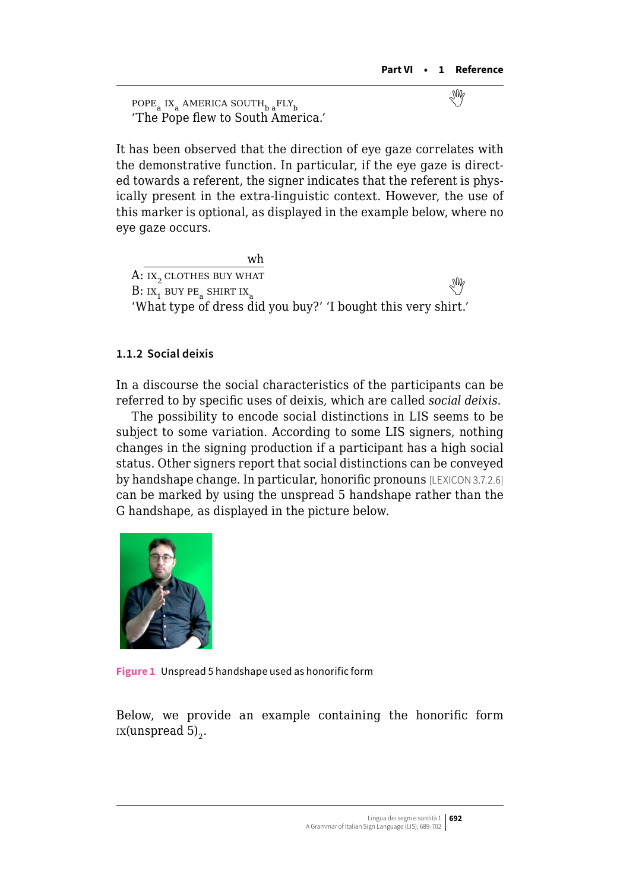POPE$_a$ IX$_a$ AMERICA SOUTH$_b$ $_a$FLY$_b$
'The Pope flew to South America.'

It has been observed that the direction of eye gaze correlates with the demonstrative function. In particular, if the eye gaze is directed towards a referent, the signer indicates that the referent is physically present in the extra-linguistic context. However, the use of this marker is optional, as displayed in the example below, where no eye gaze occurs.

wh
A: IX$_2$ CLOTHES BUY WHAT
B: IX$_1$ BUY PE$_a$ SHIRT IX$_a$
'What type of dress did you buy?' 'I bought this very shirt.'

### 1.1.2 Social deixis

In a discourse the social characteristics of the participants can be referred to by specific uses of deixis, which are called *social deixis*.

The possibility to encode social distinctions in LIS seems to be subject to some variation. According to some LIS signers, nothing changes in the signing production if a participant has a high social status. Other signers report that social distinctions can be conveyed by handshape change. In particular, honorific pronouns [LEXICON 3.7.2.6] can be marked by using the unspread 5 handshape rather than the G handshape, as displayed in the picture below.

**Figure 1** Unspread 5 handshape used as honorific form

Below, we provide an example containing the honorific form IX(unspread 5)$_2$.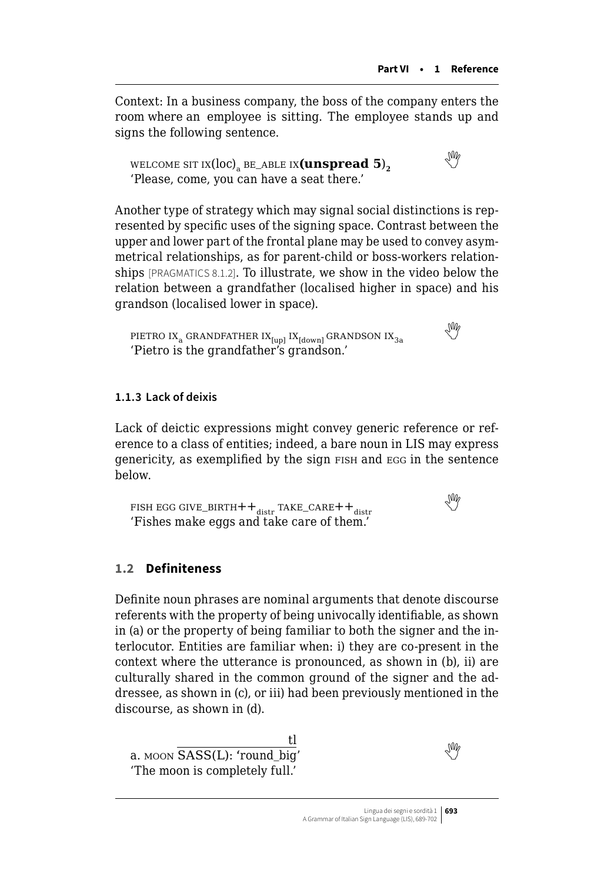Context: In a business company, the boss of the company enters the room where an employee is sitting. The employee stands up and signs the following sentence.

> WELCOME SIT IX(loc)$_a$ BE_ABLE IX**(unspread 5)**$_2$
> 'Please, come, you can have a seat there.'

Another type of strategy which may signal social distinctions is represented by specific uses of the signing space. Contrast between the upper and lower part of the frontal plane may be used to convey asymmetrical relationships, as for parent-child or boss-workers relationships [PRAGMATICS 8.1.2]. To illustrate, we show in the video below the relation between a grandfather (localised higher in space) and his grandson (localised lower in space).

> PIETRO IX$_a$ GRANDFATHER IX$_{[up]}$ IX$_{[down]}$ GRANDSON IX$_{3a}$
> 'Pietro is the grandfather's grandson.'

### 1.1.3 Lack of deixis

Lack of deictic expressions might convey generic reference or reference to a class of entities; indeed, a bare noun in LIS may express genericity, as exemplified by the sign FISH and EGG in the sentence below.

> FISH EGG GIVE_BIRTH++$_{distr}$ TAKE_CARE++$_{distr}$
> 'Fishes make eggs and take care of them.'

## 1.2 Definiteness

Definite noun phrases are nominal arguments that denote discourse referents with the property of being univocally identifiable, as shown in (a) or the property of being familiar to both the signer and the interlocutor. Entities are familiar when: i) they are co-present in the context where the utterance is pronounced, as shown in (b), ii) are culturally shared in the common ground of the signer and the addressee, as shown in (c), or iii) had been previously mentioned in the discourse, as shown in (d).

> a. MOON $\overline{\text{SASS(L): 'round\_big'}}^{\text{tl}}$
> 'The moon is completely full.'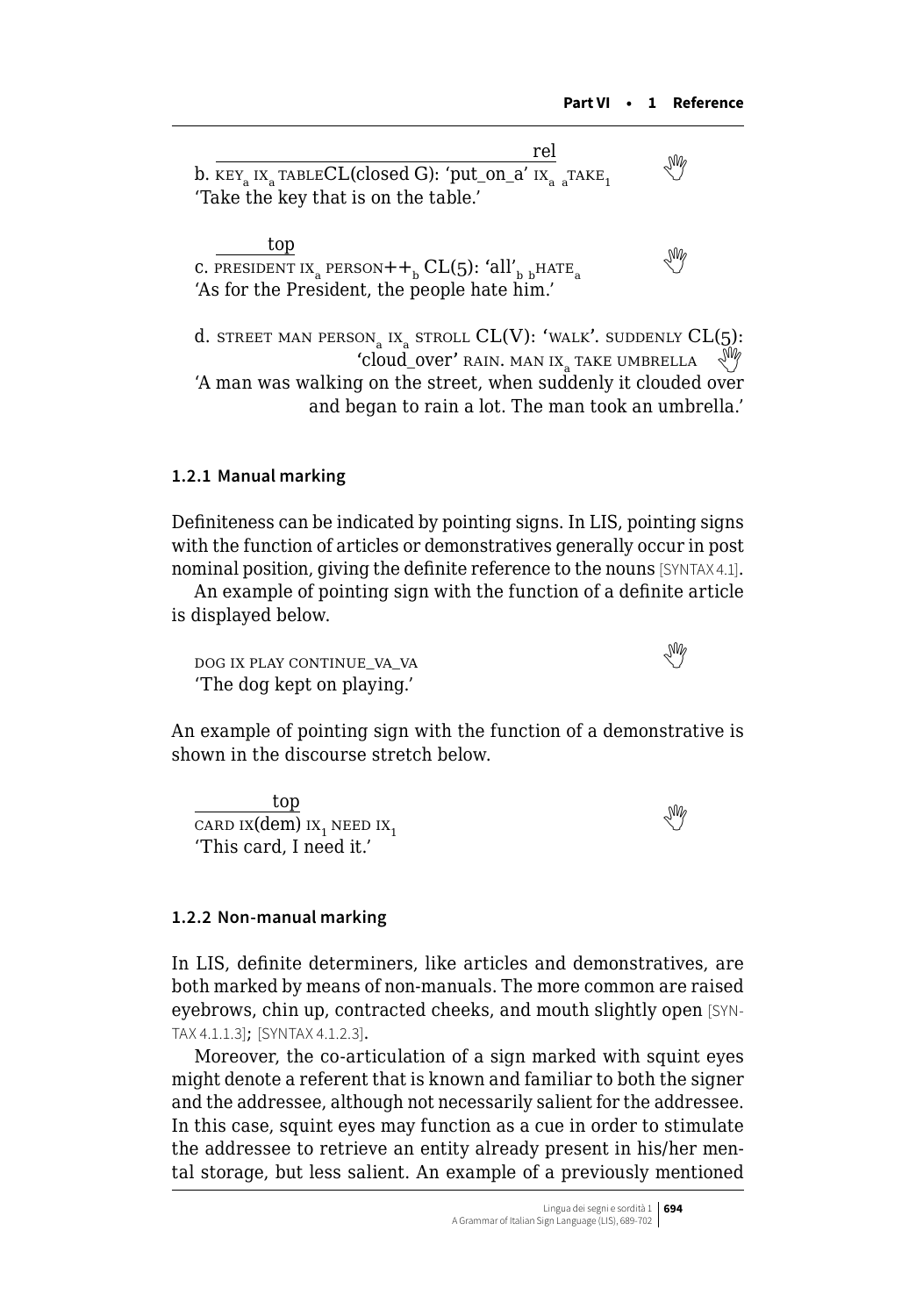rel

b. KEY$_a$ IX$_a$ TABLECL(closed G): 'put_on_a' IX$_a$ $_a$TAKE$_1$

'Take the key that is on the table.'

top

c. PRESIDENT IX$_a$ PERSON++$_b$ CL(5): 'all'$_b$ $_b$HATE$_a$

'As for the President, the people hate him.'

d. STREET MAN PERSON$_a$ IX$_a$ STROLL CL(V): 'WALK'. SUDDENLY CL(5): 'cloud_over' RAIN. MAN IX$_a$ TAKE UMBRELLA

'A man was walking on the street, when suddenly it clouded over and began to rain a lot. The man took an umbrella.'

### 1.2.1 Manual marking

Definiteness can be indicated by pointing signs. In LIS, pointing signs with the function of articles or demonstratives generally occur in post nominal position, giving the definite reference to the nouns [SYNTAX 4.1].

An example of pointing sign with the function of a definite article is displayed below.

DOG IX PLAY CONTINUE_VA_VA

'The dog kept on playing.'

An example of pointing sign with the function of a demonstrative is shown in the discourse stretch below.

top

CARD IX(dem) IX$_1$ NEED IX$_1$

'This card, I need it.'

### 1.2.2 Non-manual marking

In LIS, definite determiners, like articles and demonstratives, are both marked by means of non-manuals. The more common are raised eyebrows, chin up, contracted cheeks, and mouth slightly open [SYNTAX 4.1.1.3]; [SYNTAX 4.1.2.3].

Moreover, the co-articulation of a sign marked with squint eyes might denote a referent that is known and familiar to both the signer and the addressee, although not necessarily salient for the addressee. In this case, squint eyes may function as a cue in order to stimulate the addressee to retrieve an entity already present in his/her mental storage, but less salient. An example of a previously mentioned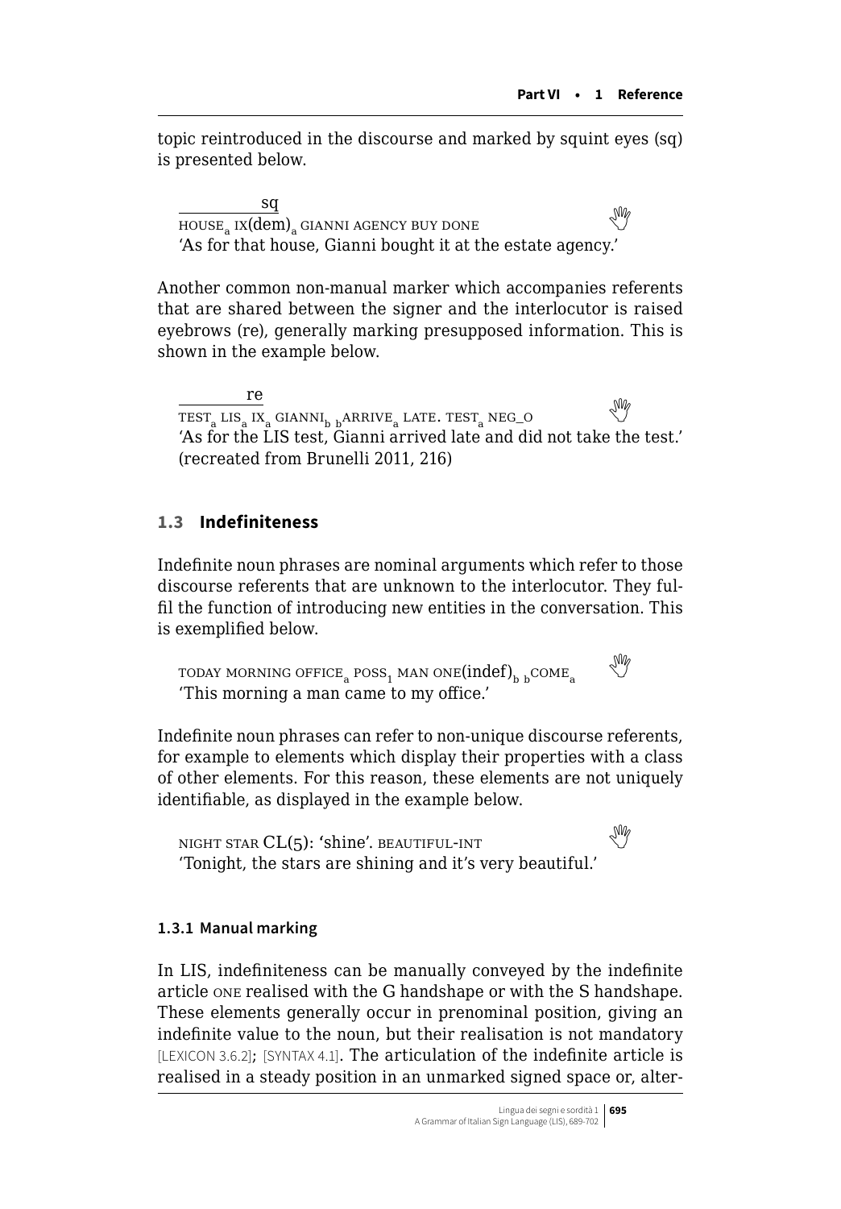topic reintroduced in the discourse and marked by squint eyes (sq) is presented below.

sq
HOUSE$_a$ IX(dem)$_a$ GIANNI AGENCY BUY DONE
'As for that house, Gianni bought it at the estate agency.'

Another common non-manual marker which accompanies referents that are shared between the signer and the interlocutor is raised eyebrows (re), generally marking presupposed information. This is shown in the example below.

re
TEST$_a$ LIS$_a$ IX$_a$ GIANNI$_b$ $_b$ARRIVE$_a$ LATE. TEST$_a$ NEG_O
'As for the LIS test, Gianni arrived late and did not take the test.'
(recreated from Brunelli 2011, 216)

## 1.3 Indefiniteness

Indefinite noun phrases are nominal arguments which refer to those discourse referents that are unknown to the interlocutor. They fulfil the function of introducing new entities in the conversation. This is exemplified below.

TODAY MORNING OFFICE$_a$ POSS$_1$ MAN ONE(indef)$_b$ $_b$COME$_a$
'This morning a man came to my office.'

Indefinite noun phrases can refer to non-unique discourse referents, for example to elements which display their properties with a class of other elements. For this reason, these elements are not uniquely identifiable, as displayed in the example below.

NIGHT STAR CL(5): 'shine'. BEAUTIFUL-INT
'Tonight, the stars are shining and it's very beautiful.'

### 1.3.1 Manual marking

In LIS, indefiniteness can be manually conveyed by the indefinite article ONE realised with the G handshape or with the S handshape. These elements generally occur in prenominal position, giving an indefinite value to the noun, but their realisation is not mandatory [LEXICON 3.6.2]; [SYNTAX 4.1]. The articulation of the indefinite article is realised in a steady position in an unmarked signed space or, alter-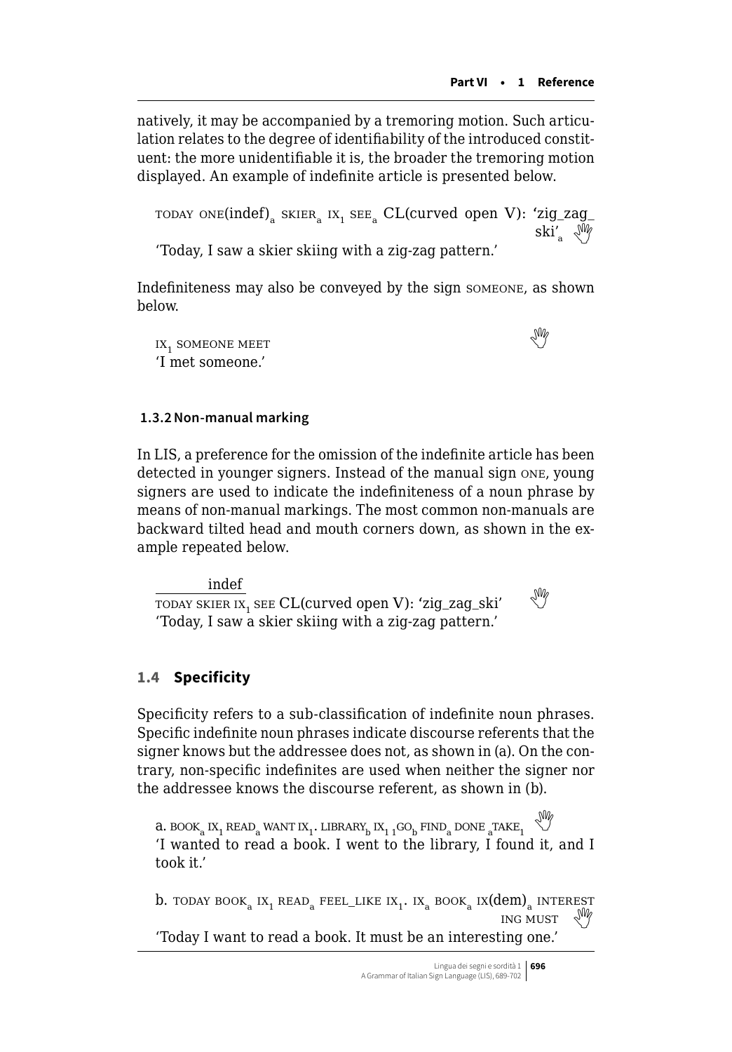natively, it may be accompanied by a tremoring motion. Such articulation relates to the degree of identifiability of the introduced constituent: the more unidentifiable it is, the broader the tremoring motion displayed. An example of indefinite article is presented below.

> TODAY ONE(indef)$_a$ SKIER$_a$ IX$_1$ SEE$_a$ CL(curved open V): 'zig_zag_ski'$_a$
>
> 'Today, I saw a skier skiing with a zig-zag pattern.'

Indefiniteness may also be conveyed by the sign SOMEONE, as shown below.

> IX$_1$ SOMEONE MEET
>
> 'I met someone.'

### 1.3.2 Non-manual marking

In LIS, a preference for the omission of the indefinite article has been detected in younger signers. Instead of the manual sign ONE, young signers are used to indicate the indefiniteness of a noun phrase by means of non-manual markings. The most common non-manuals are backward tilted head and mouth corners down, as shown in the example repeated below.

> (indef: TODAY SKIER)
>
> TODAY SKIER IX$_1$ SEE CL(curved open V): 'zig_zag_ski'
>
> 'Today, I saw a skier skiing with a zig-zag pattern.'

## 1.4 Specificity

Specificity refers to a sub-classification of indefinite noun phrases. Specific indefinite noun phrases indicate discourse referents that the signer knows but the addressee does not, as shown in (a). On the contrary, non-specific indefinites are used when neither the signer nor the addressee knows the discourse referent, as shown in (b).

> a. BOOK$_a$ IX$_1$ READ$_a$ WANT IX$_1$. LIBRARY$_b$ IX$_1$ $_1$GO$_b$ FIND$_a$ DONE $_a$TAKE$_1$
>
> 'I wanted to read a book. I went to the library, I found it, and I took it.'

> b. TODAY BOOK$_a$ IX$_1$ READ$_a$ FEEL_LIKE IX$_1$. IX$_a$ BOOK$_a$ IX(dem)$_a$ INTERESTING MUST
>
> 'Today I want to read a book. It must be an interesting one.'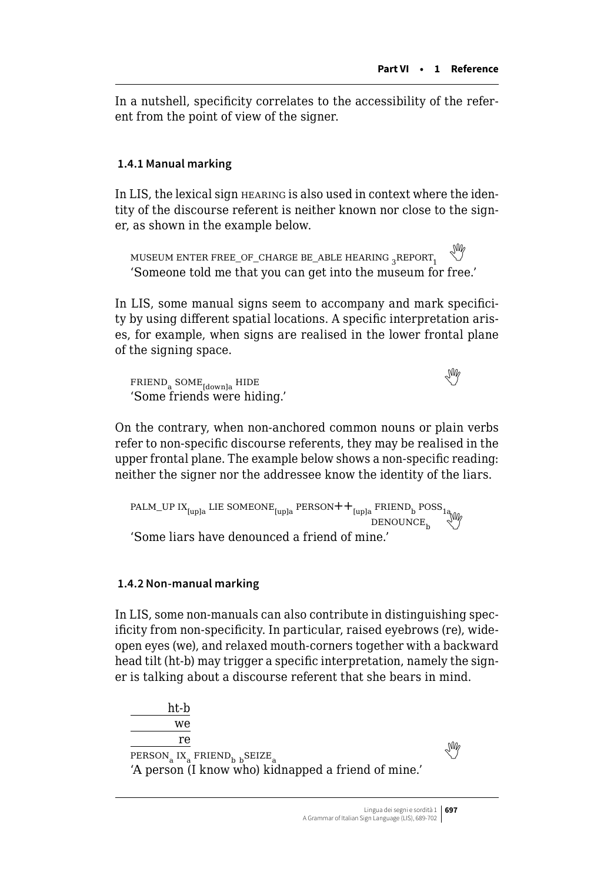In a nutshell, specificity correlates to the accessibility of the referent from the point of view of the signer.

### 1.4.1 Manual marking

In LIS, the lexical sign HEARING is also used in context where the identity of the discourse referent is neither known nor close to the signer, as shown in the example below.

> MUSEUM ENTER FREE_OF_CHARGE BE_ABLE HEARING $_{3}$REPORT$_{1}$
> 'Someone told me that you can get into the museum for free.'

In LIS, some manual signs seem to accompany and mark specificity by using different spatial locations. A specific interpretation arises, for example, when signs are realised in the lower frontal plane of the signing space.

> FRIEND$_{a}$ SOME$_{[down]a}$ HIDE
> 'Some friends were hiding.'

On the contrary, when non-anchored common nouns or plain verbs refer to non-specific discourse referents, they may be realised in the upper frontal plane. The example below shows a non-specific reading: neither the signer nor the addressee know the identity of the liars.

> PALM_UP IX$_{[up]a}$ LIE SOMEONE$_{[up]a}$ PERSON++$_{[up]a}$ FRIEND$_{b}$ POSS$_{1a}$ DENOUNCE$_{b}$
> 'Some liars have denounced a friend of mine.'

### 1.4.2 Non-manual marking

In LIS, some non-manuals can also contribute in distinguishing specificity from non-specificity. In particular, raised eyebrows (re), wide-open eyes (we), and relaxed mouth-corners together with a backward head tilt (ht-b) may trigger a specific interpretation, namely the signer is talking about a discourse referent that she bears in mind.

> ht-b
> we
> re
> PERSON$_{a}$ IX$_{a}$ FRIEND$_{b}$ $_{b}$SEIZE$_{a}$
> 'A person (I know who) kidnapped a friend of mine.'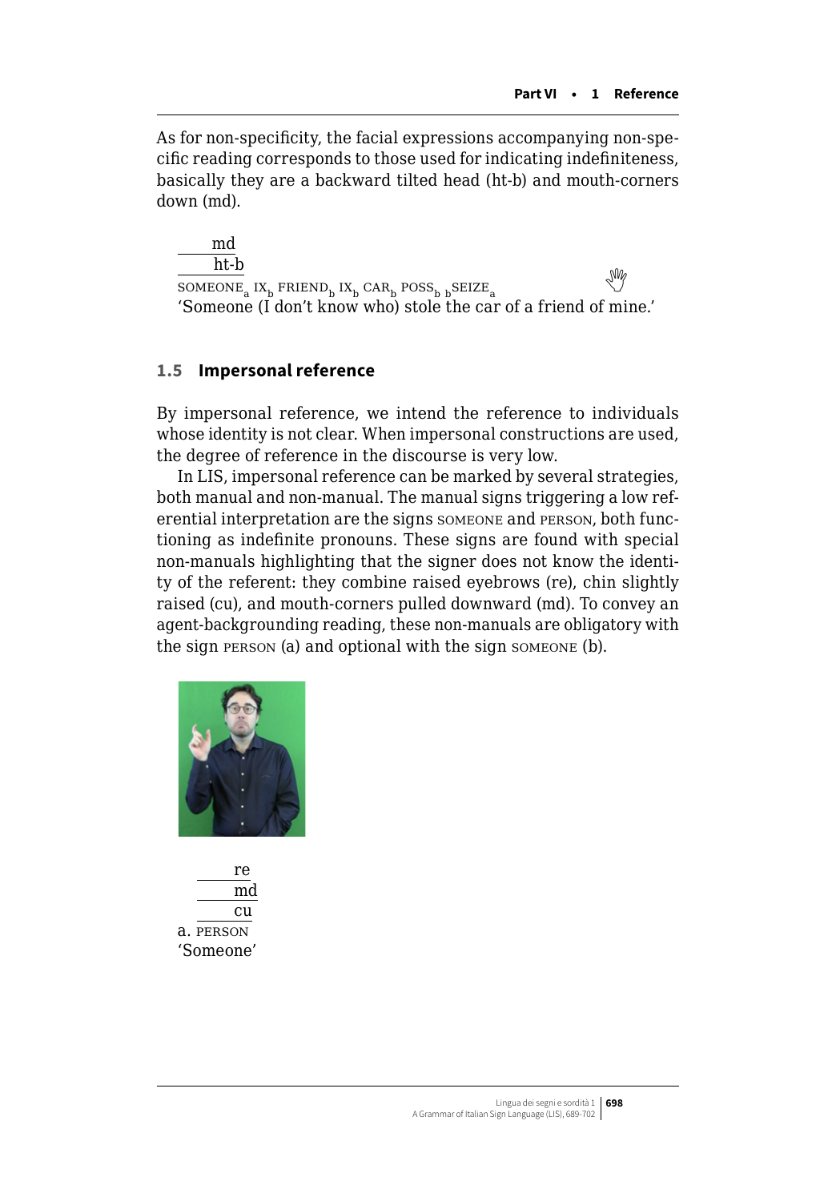As for non-specificity, the facial expressions accompanying non-specific reading corresponds to those used for indicating indefiniteness, basically they are a backward tilted head (ht-b) and mouth-corners down (md).

```
_______md
_______ht-b
SOMEONE_a IX_b FRIEND_b IX_b CAR_b POSS_b bSEIZE_a
```

'Someone (I don't know who) stole the car of a friend of mine.'

### 1.5 Impersonal reference

By impersonal reference, we intend the reference to individuals whose identity is not clear. When impersonal constructions are used, the degree of reference in the discourse is very low.

In LIS, impersonal reference can be marked by several strategies, both manual and non-manual. The manual signs triggering a low referential interpretation are the signs SOMEONE and PERSON, both functioning as indefinite pronouns. These signs are found with special non-manuals highlighting that the signer does not know the identity of the referent: they combine raised eyebrows (re), chin slightly raised (cu), and mouth-corners pulled downward (md). To convey an agent-backgrounding reading, these non-manuals are obligatory with the sign PERSON (a) and optional with the sign SOMEONE (b).

```
   _______re
   _______md
   _______cu
a. PERSON
```

'Someone'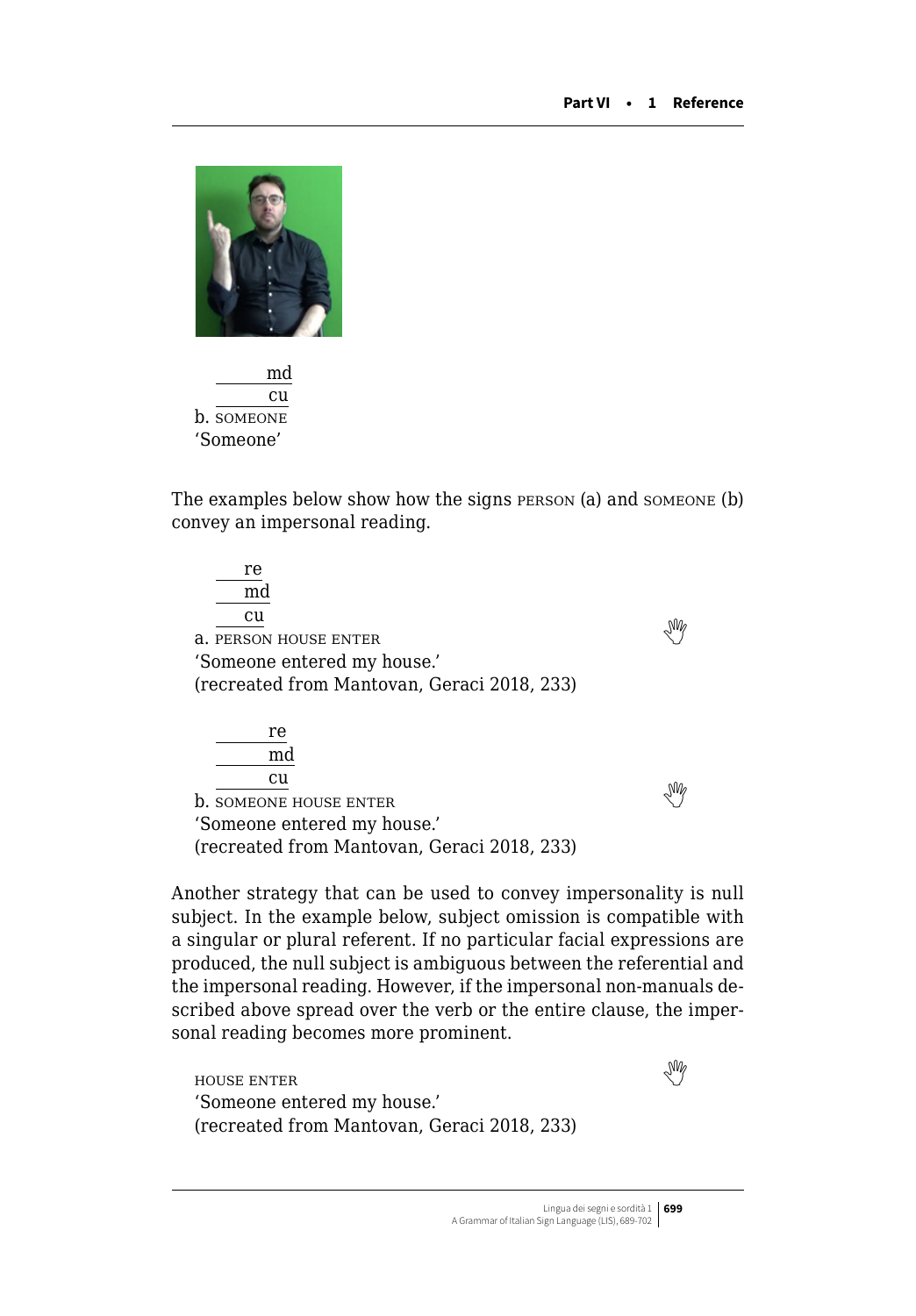md
cu
b. SOMEONE
'Someone'

The examples below show how the signs PERSON (a) and SOMEONE (b) convey an impersonal reading.

re
md
cu
a. PERSON HOUSE ENTER
'Someone entered my house.'
(recreated from Mantovan, Geraci 2018, 233)

re
md
cu
b. SOMEONE HOUSE ENTER
'Someone entered my house.'
(recreated from Mantovan, Geraci 2018, 233)

Another strategy that can be used to convey impersonality is null subject. In the example below, subject omission is compatible with a singular or plural referent. If no particular facial expressions are produced, the null subject is ambiguous between the referential and the impersonal reading. However, if the impersonal non-manuals described above spread over the verb or the entire clause, the impersonal reading becomes more prominent.

HOUSE ENTER
'Someone entered my house.'
(recreated from Mantovan, Geraci 2018, 233)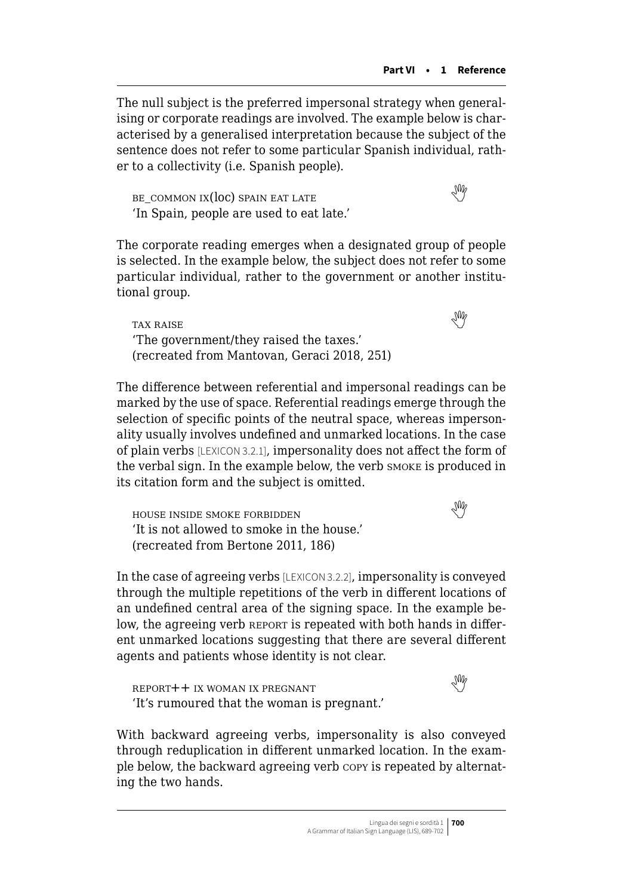The null subject is the preferred impersonal strategy when generalising or corporate readings are involved. The example below is characterised by a generalised interpretation because the subject of the sentence does not refer to some particular Spanish individual, rather to a collectivity (i.e. Spanish people).

BE_COMMON IX(loc) SPAIN EAT LATE
'In Spain, people are used to eat late.'

The corporate reading emerges when a designated group of people is selected. In the example below, the subject does not refer to some particular individual, rather to the government or another institutional group.

TAX RAISE
'The government/they raised the taxes.'
(recreated from Mantovan, Geraci 2018, 251)

The difference between referential and impersonal readings can be marked by the use of space. Referential readings emerge through the selection of specific points of the neutral space, whereas impersonality usually involves undefined and unmarked locations. In the case of plain verbs [LEXICON 3.2.1], impersonality does not affect the form of the verbal sign. In the example below, the verb SMOKE is produced in its citation form and the subject is omitted.

HOUSE INSIDE SMOKE FORBIDDEN
'It is not allowed to smoke in the house.'
(recreated from Bertone 2011, 186)

In the case of agreeing verbs [LEXICON 3.2.2], impersonality is conveyed through the multiple repetitions of the verb in different locations of an undefined central area of the signing space. In the example below, the agreeing verb REPORT is repeated with both hands in different unmarked locations suggesting that there are several different agents and patients whose identity is not clear.

REPORT++ IX WOMAN IX PREGNANT
'It's rumoured that the woman is pregnant.'

With backward agreeing verbs, impersonality is also conveyed through reduplication in different unmarked location. In the example below, the backward agreeing verb COPY is repeated by alternating the two hands.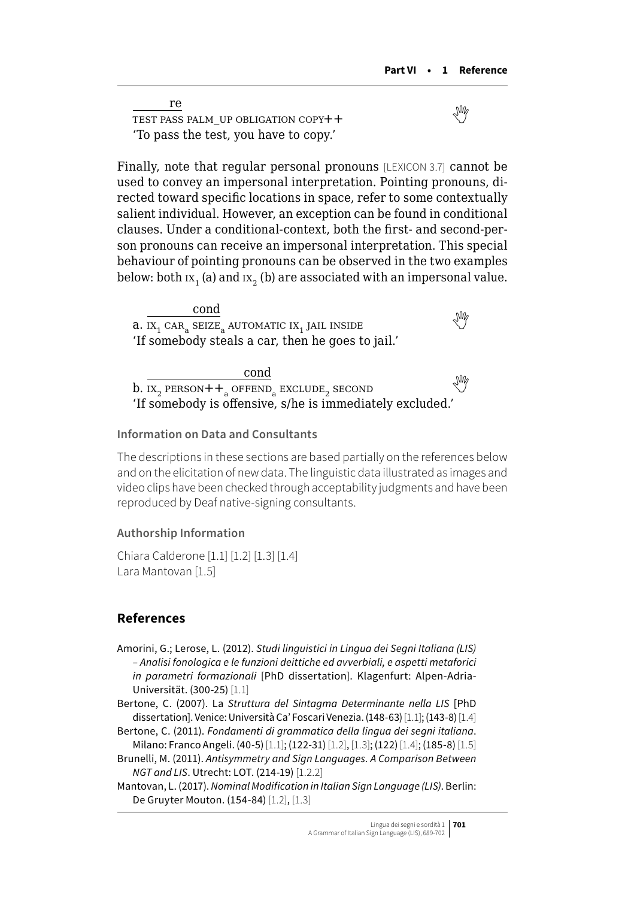re

TEST PASS PALM_UP OBLIGATION COPY++

'To pass the test, you have to copy.'

Finally, note that regular personal pronouns [LEXICON 3.7] cannot be used to convey an impersonal interpretation. Pointing pronouns, directed toward specific locations in space, refer to some contextually salient individual. However, an exception can be found in conditional clauses. Under a conditional-context, both the first- and second-person pronouns can receive an impersonal interpretation. This special behaviour of pointing pronouns can be observed in the two examples below: both $\text{IX}_1$ (a) and $\text{IX}_2$ (b) are associated with an impersonal value.

cond

a. $\text{IX}_1$ $\text{CAR}_a$ $\text{SEIZE}_a$ AUTOMATIC $\text{IX}_1$ JAIL INSIDE

'If somebody steals a car, then he goes to jail.'

cond

b. $\text{IX}_2$ $\text{PERSON++}_a$ $\text{OFFEND}_a$ $\text{EXCLUDE}_2$ SECOND

'If somebody is offensive, s/he is immediately excluded.'

### Information on Data and Consultants

The descriptions in these sections are based partially on the references below and on the elicitation of new data. The linguistic data illustrated as images and video clips have been checked through acceptability judgments and have been reproduced by Deaf native-signing consultants.

### Authorship Information

Chiara Calderone [1.1] [1.2] [1.3] [1.4]
Lara Mantovan [1.5]

## References

Amorini, G.; Lerose, L. (2012). *Studi linguistici in Lingua dei Segni Italiana (LIS) – Analisi fonologica e le funzioni deittiche ed avverbiali, e aspetti metaforici in parametri formazionali* [PhD dissertation]. Klagenfurt: Alpen-Adria-Universität. (300-25) [1.1]

Bertone, C. (2007). La *Struttura del Sintagma Determinante nella LIS* [PhD dissertation]. Venice: Università Ca' Foscari Venezia. (148-63) [1.1]; (143-8) [1.4]

Bertone, C. (2011). *Fondamenti di grammatica della lingua dei segni italiana*. Milano: Franco Angeli. (40-5) [1.1]; (122-31) [1.2], [1.3]; (122) [1.4]; (185-8) [1.5]

Brunelli, M. (2011). *Antisymmetry and Sign Languages. A Comparison Between NGT and LIS*. Utrecht: LOT. (214-19) [1.2.2]

Mantovan, L. (2017). *Nominal Modification in Italian Sign Language (LIS)*. Berlin: De Gruyter Mouton. (154-84) [1.2], [1.3]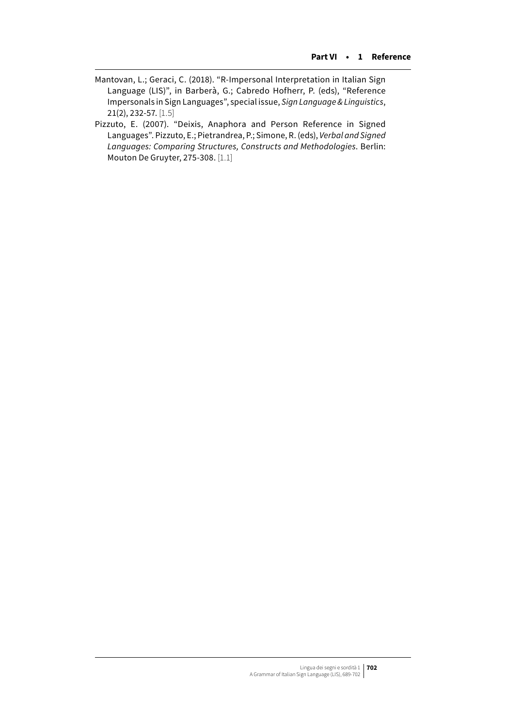Mantovan, L.; Geraci, C. (2018). "R-Impersonal Interpretation in Italian Sign Language (LIS)", in Barberà, G.; Cabredo Hofherr, P. (eds), "Reference Impersonals in Sign Languages", special issue, *Sign Language & Linguistics*, 21(2), 232-57. [1.5]

Pizzuto, E. (2007). "Deixis, Anaphora and Person Reference in Signed Languages". Pizzuto, E.; Pietrandrea, P.; Simone, R. (eds), *Verbal and Signed Languages: Comparing Structures, Constructs and Methodologies*. Berlin: Mouton De Gruyter, 275-308. [1.1]